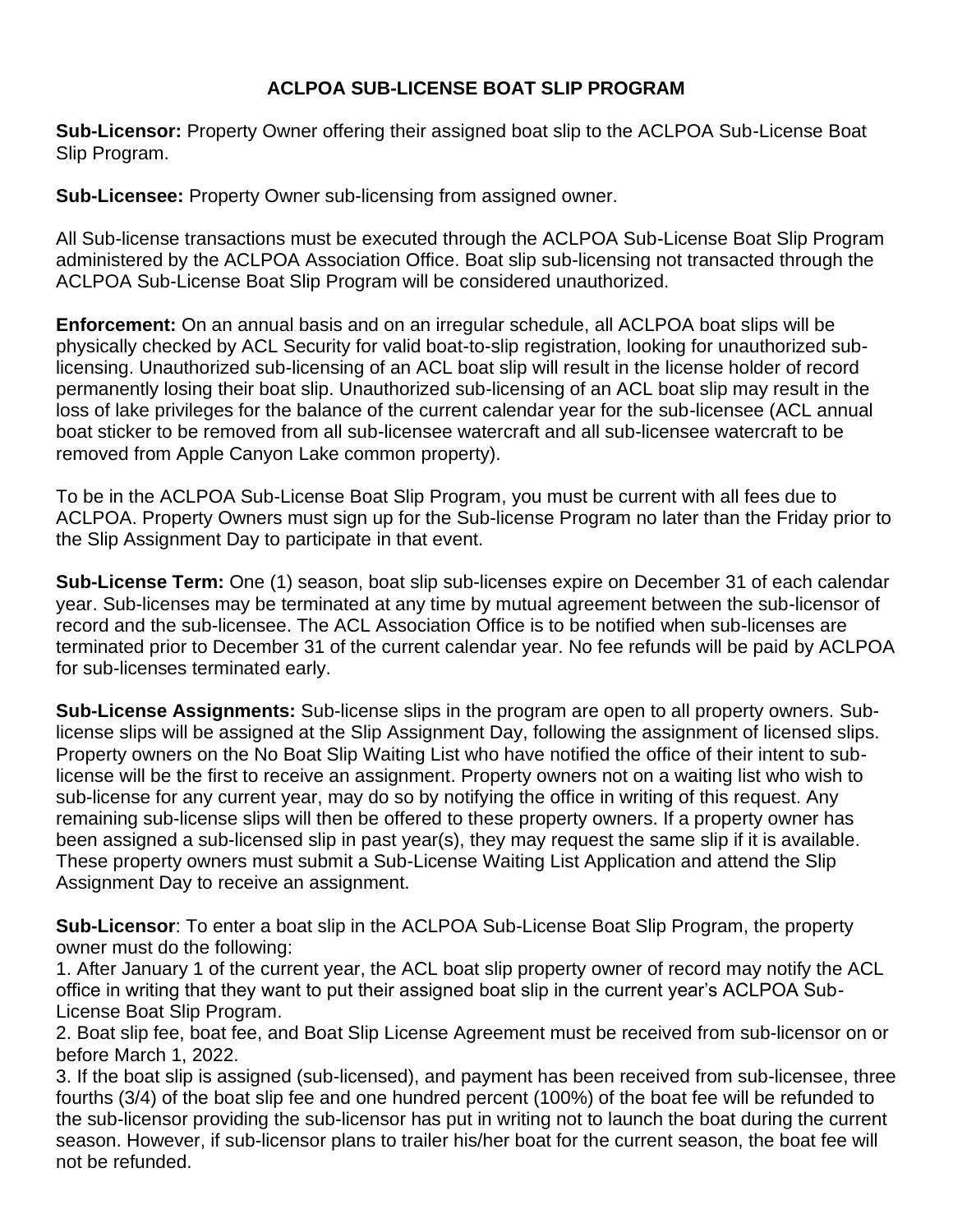# ACLPOA SUB-LICENSE BOAT SLIP PROGRAM

**Sub-Licensor:** Property Owner offering their assigned boat slip to the ACLPOA Sub-License Boat Slip Program.

**Sub-Licensee:** Property Owner sub-licensing from assigned owner.

All Sub-license transactions must be executed through the ACLPOA Sub-License Boat Slip Program administered by the ACLPOA Association Office. Boat slip sub-licensing not transacted through the ACLPOA Sub-License Boat Slip Program will be considered unauthorized.

**Enforcement:** On an annual basis and on an irregular schedule, all ACLPOA boat slips will be physically checked by ACL Security for valid boat-to-slip registration, looking for unauthorized sub-licensing. Unauthorized sub-licensing of an ACL boat slip will result in the license holder of record permanently losing their boat slip. Unauthorized sub-licensing of an ACL boat slip may result in the loss of lake privileges for the balance of the current calendar year for the sub-licensee (ACL annual boat sticker to be removed from all sub-licensee watercraft and all sub-licensee watercraft to be removed from Apple Canyon Lake common property).

To be in the ACLPOA Sub-License Boat Slip Program, you must be current with all fees due to ACLPOA. Property Owners must sign up for the Sub-license Program no later than the Friday prior to the Slip Assignment Day to participate in that event.

**Sub-License Term:** One (1) season, boat slip sub-licenses expire on December 31 of each calendar year. Sub-licenses may be terminated at any time by mutual agreement between the sub-licensor of record and the sub-licensee. The ACL Association Office is to be notified when sub-licenses are terminated prior to December 31 of the current calendar year. No fee refunds will be paid by ACLPOA for sub-licenses terminated early.

**Sub-License Assignments:** Sub-license slips in the program are open to all property owners. Sub-license slips will be assigned at the Slip Assignment Day, following the assignment of licensed slips. Property owners on the No Boat Slip Waiting List who have notified the office of their intent to sub-license will be the first to receive an assignment. Property owners not on a waiting list who wish to sub-license for any current year, may do so by notifying the office in writing of this request. Any remaining sub-license slips will then be offered to these property owners. If a property owner has been assigned a sub-licensed slip in past year(s), they may request the same slip if it is available. These property owners must submit a Sub-License Waiting List Application and attend the Slip Assignment Day to receive an assignment.

**Sub-Licensor**: To enter a boat slip in the ACLPOA Sub-License Boat Slip Program, the property owner must do the following:

1. After January 1 of the current year, the ACL boat slip property owner of record may notify the ACL office in writing that they want to put their assigned boat slip in the current year's ACLPOA Sub-License Boat Slip Program.
2. Boat slip fee, boat fee, and Boat Slip License Agreement must be received from sub-licensor on or before March 1, 2022.
3. If the boat slip is assigned (sub-licensed), and payment has been received from sub-licensee, three fourths (3/4) of the boat slip fee and one hundred percent (100%) of the boat fee will be refunded to the sub-licensor providing the sub-licensor has put in writing not to launch the boat during the current season. However, if sub-licensor plans to trailer his/her boat for the current season, the boat fee will not be refunded.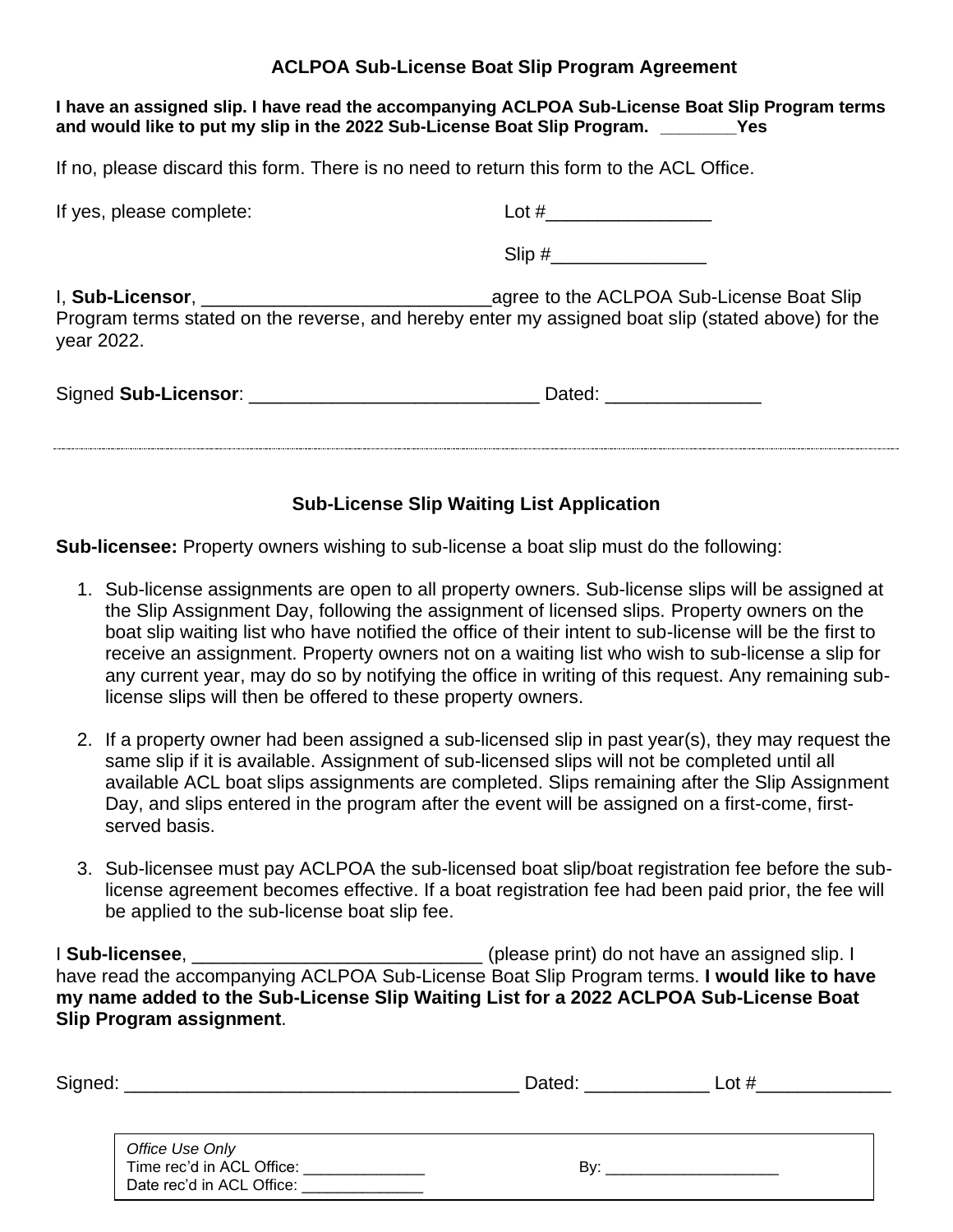## ACLPOA Sub-License Boat Slip Program Agreement

**I have an assigned slip. I have read the accompanying ACLPOA Sub-License Boat Slip Program terms and would like to put my slip in the 2022 Sub-License Boat Slip Program. ________Yes**

If no, please discard this form. There is no need to return this form to the ACL Office.

If yes, please complete: Lot #________________

Slip #_______________

I, **Sub-Licensor**, ____________________________agree to the ACLPOA Sub-License Boat Slip Program terms stated on the reverse, and hereby enter my assigned boat slip (stated above) for the year 2022.

Signed **Sub-Licensor**: ____________________________ Dated: _______________

---

## Sub-License Slip Waiting List Application

**Sub-licensee:** Property owners wishing to sub-license a boat slip must do the following:

1. Sub-license assignments are open to all property owners. Sub-license slips will be assigned at the Slip Assignment Day, following the assignment of licensed slips. Property owners on the boat slip waiting list who have notified the office of their intent to sub-license will be the first to receive an assignment. Property owners not on a waiting list who wish to sub-license a slip for any current year, may do so by notifying the office in writing of this request. Any remaining sub-license slips will then be offered to these property owners.

2. If a property owner had been assigned a sub-licensed slip in past year(s), they may request the same slip if it is available. Assignment of sub-licensed slips will not be completed until all available ACL boat slips assignments are completed. Slips remaining after the Slip Assignment Day, and slips entered in the program after the event will be assigned on a first-come, first-served basis.

3. Sub-licensee must pay ACLPOA the sub-licensed boat slip/boat registration fee before the sub-license agreement becomes effective. If a boat registration fee had been paid prior, the fee will be applied to the sub-license boat slip fee.

I **Sub-licensee**, ____________________________ (please print) do not have an assigned slip. I have read the accompanying ACLPOA Sub-License Boat Slip Program terms. **I would like to have my name added to the Sub-License Slip Waiting List for a 2022 ACLPOA Sub-License Boat Slip Program assignment**.

Signed: ______________________________________ Dated: ____________ Lot #_____________

*Office Use Only*
Time rec'd in ACL Office: ______________ By: ____________________
Date rec'd in ACL Office: ______________